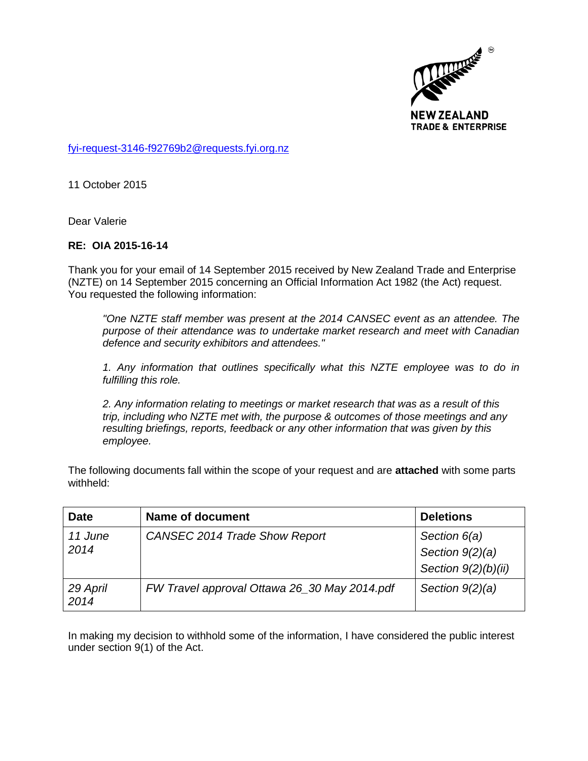NEW ZEALAND TRADE & ENTERPRISE

fyi-request-3146-f92769b2@requests.fyi.org.nz

11 October 2015

Dear Valerie

**RE: OIA 2015-16-14**

Thank you for your email of 14 September 2015 received by New Zealand Trade and Enterprise (NZTE) on 14 September 2015 concerning an Official Information Act 1982 (the Act) request. You requested the following information:

> *"One NZTE staff member was present at the 2014 CANSEC event as an attendee. The purpose of their attendance was to undertake market research and meet with Canadian defence and security exhibitors and attendees."*
>
> *1. Any information that outlines specifically what this NZTE employee was to do in fulfilling this role.*
>
> *2. Any information relating to meetings or market research that was as a result of this trip, including who NZTE met with, the purpose & outcomes of those meetings and any resulting briefings, reports, feedback or any other information that was given by this employee.*

The following documents fall within the scope of your request and are **attached** with some parts withheld:

| Date | Name of document | Deletions |
|---|---|---|
| *11 June 2014* | *CANSEC 2014 Trade Show Report* | *Section 6(a)*<br>*Section 9(2)(a)*<br>*Section 9(2)(b)(ii)* |
| *29 April 2014* | *FW Travel approval Ottawa 26_30 May 2014.pdf* | *Section 9(2)(a)* |

In making my decision to withhold some of the information, I have considered the public interest under section 9(1) of the Act.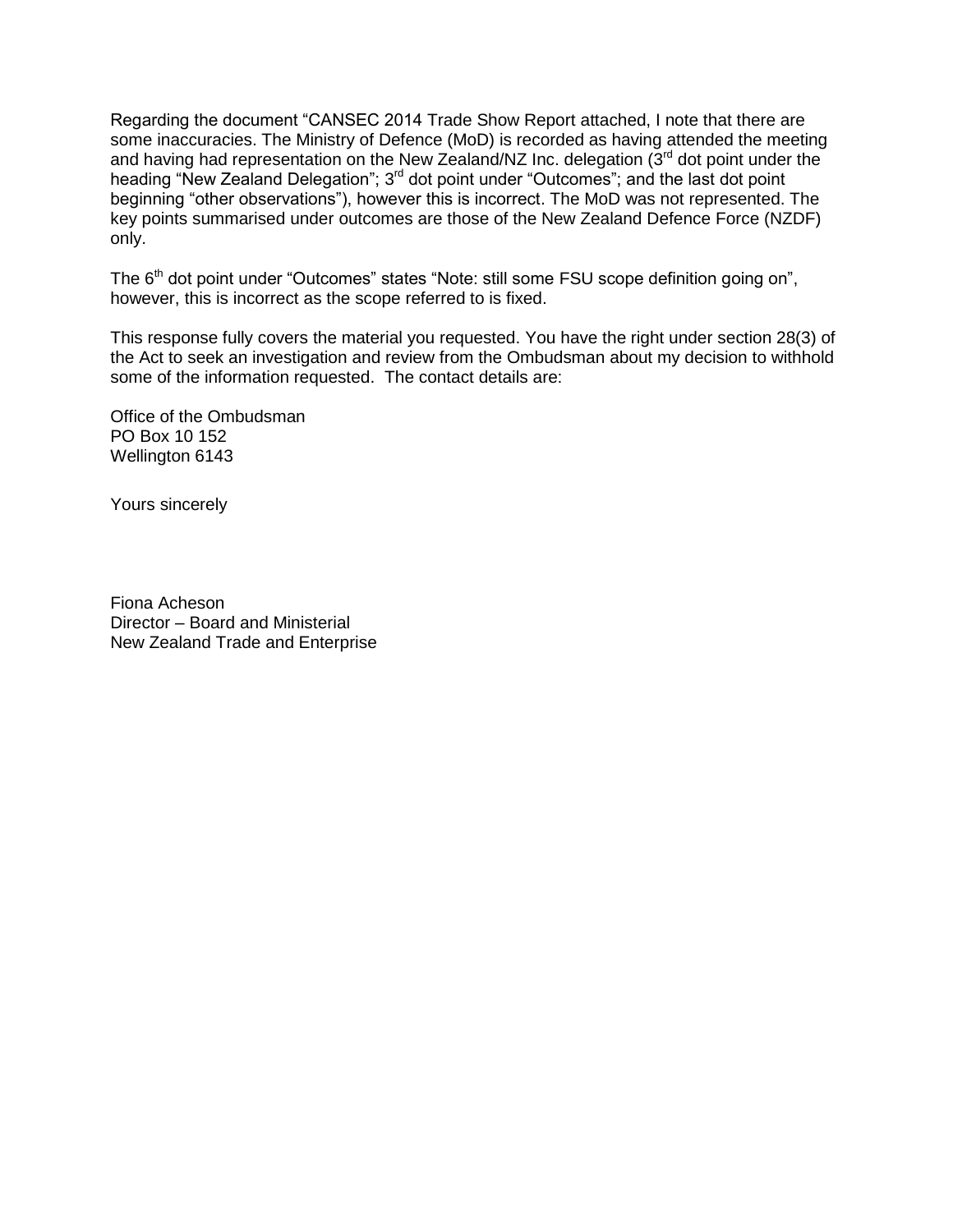Regarding the document "CANSEC 2014 Trade Show Report attached, I note that there are some inaccuracies. The Ministry of Defence (MoD) is recorded as having attended the meeting and having had representation on the New Zealand/NZ Inc. delegation (3rd dot point under the heading "New Zealand Delegation"; 3rd dot point under "Outcomes"; and the last dot point beginning "other observations"), however this is incorrect. The MoD was not represented. The key points summarised under outcomes are those of the New Zealand Defence Force (NZDF) only.

The 6th dot point under "Outcomes" states "Note: still some FSU scope definition going on", however, this is incorrect as the scope referred to is fixed.

This response fully covers the material you requested. You have the right under section 28(3) of the Act to seek an investigation and review from the Ombudsman about my decision to withhold some of the information requested. The contact details are:

Office of the Ombudsman
PO Box 10 152
Wellington 6143

Yours sincerely

Fiona Acheson
Director – Board and Ministerial
New Zealand Trade and Enterprise